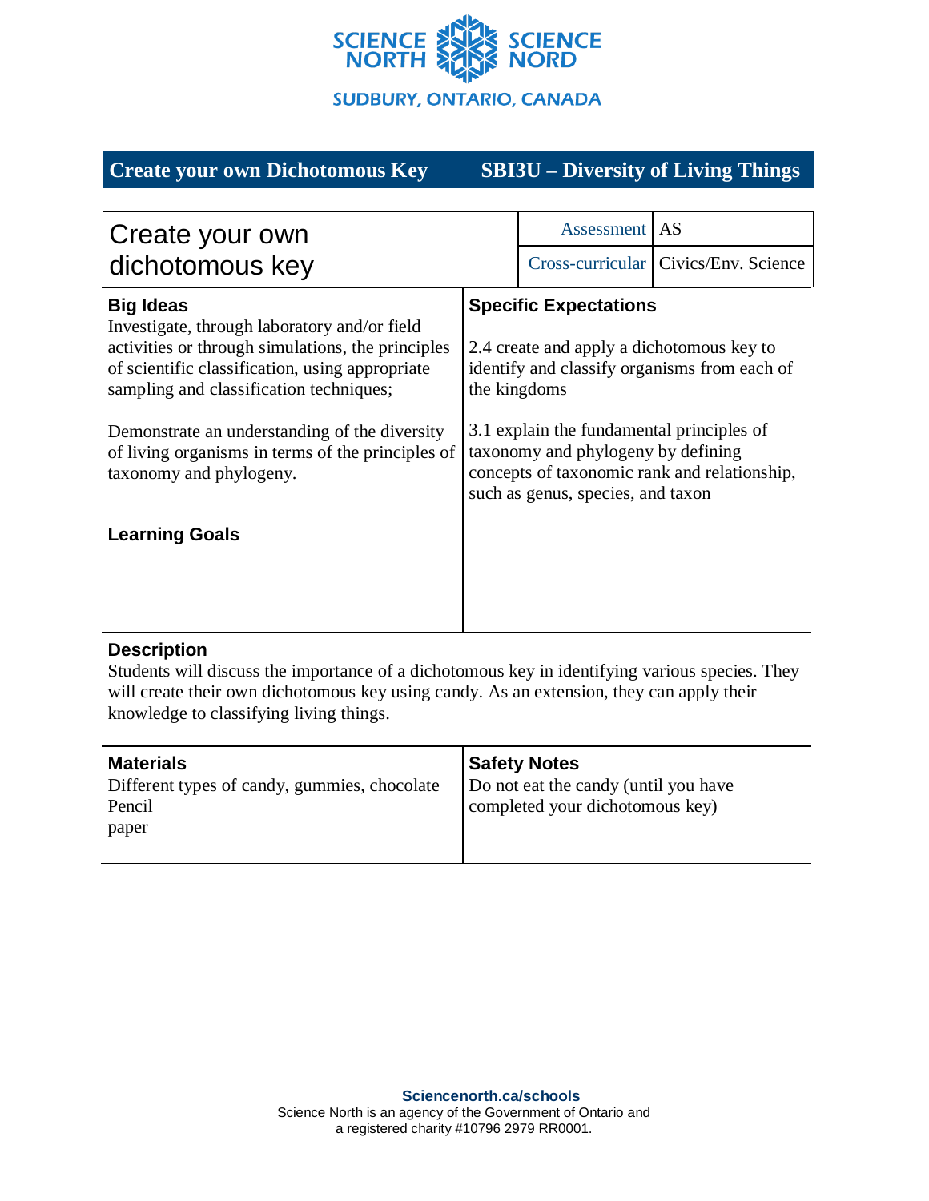SCIENCE NORTH SCIENCE NORD
SUDBURY, ONTARIO, CANADA

**Create your own Dichotomous Key** — **SBI3U – Diversity of Living Things**

# Create your own dichotomous key

| Assessment | AS |
|---|---|
| Cross-curricular | Civics/Env. Science |

## Big Ideas

Investigate, through laboratory and/or field activities or through simulations, the principles of scientific classification, using appropriate sampling and classification techniques;

Demonstrate an understanding of the diversity of living organisms in terms of the principles of taxonomy and phylogeny.

## Specific Expectations

2.4 create and apply a dichotomous key to identify and classify organisms from each of the kingdoms

3.1 explain the fundamental principles of taxonomy and phylogeny by defining concepts of taxonomic rank and relationship, such as genus, species, and taxon

## Learning Goals

## Description

Students will discuss the importance of a dichotomous key in identifying various species. They will create their own dichotomous key using candy. As an extension, they can apply their knowledge to classifying living things.

## Materials

Different types of candy, gummies, chocolate
Pencil
paper

## Safety Notes

Do not eat the candy (until you have completed your dichotomous key)

**Sciencenorth.ca/schools**
Science North is an agency of the Government of Ontario and a registered charity #10796 2979 RR0001.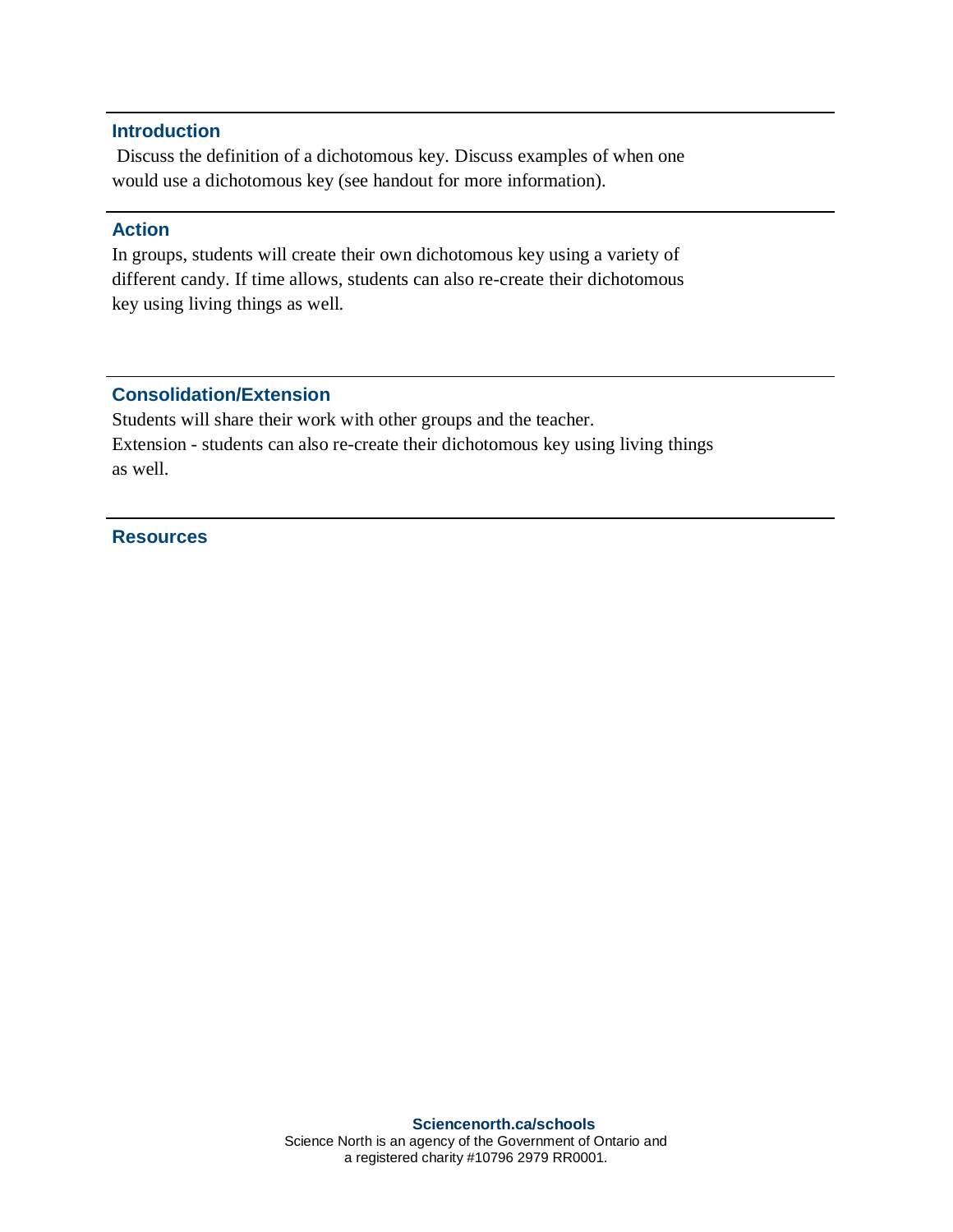## Introduction

Discuss the definition of a dichotomous key. Discuss examples of when one would use a dichotomous key (see handout for more information).

## Action

In groups, students will create their own dichotomous key using a variety of different candy. If time allows, students can also re-create their dichotomous key using living things as well.

## Consolidation/Extension

Students will share their work with other groups and the teacher.
Extension - students can also re-create their dichotomous key using living things as well.

## Resources

**Sciencenorth.ca/schools**
Science North is an agency of the Government of Ontario and a registered charity #10796 2979 RR0001.